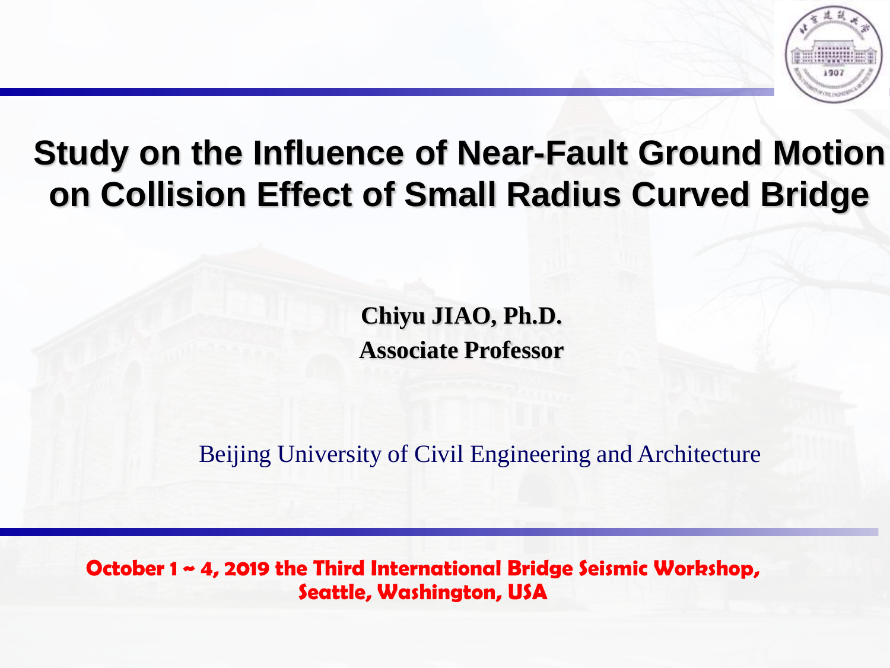# Study on the Influence of Near-Fault Ground Motion on Collision Effect of Small Radius Curved Bridge

**Chiyu JIAO, Ph.D.**
**Associate Professor**

Beijing University of Civil Engineering and Architecture

**October 1 ~ 4, 2019 the Third International Bridge Seismic Workshop, Seattle, Washington, USA**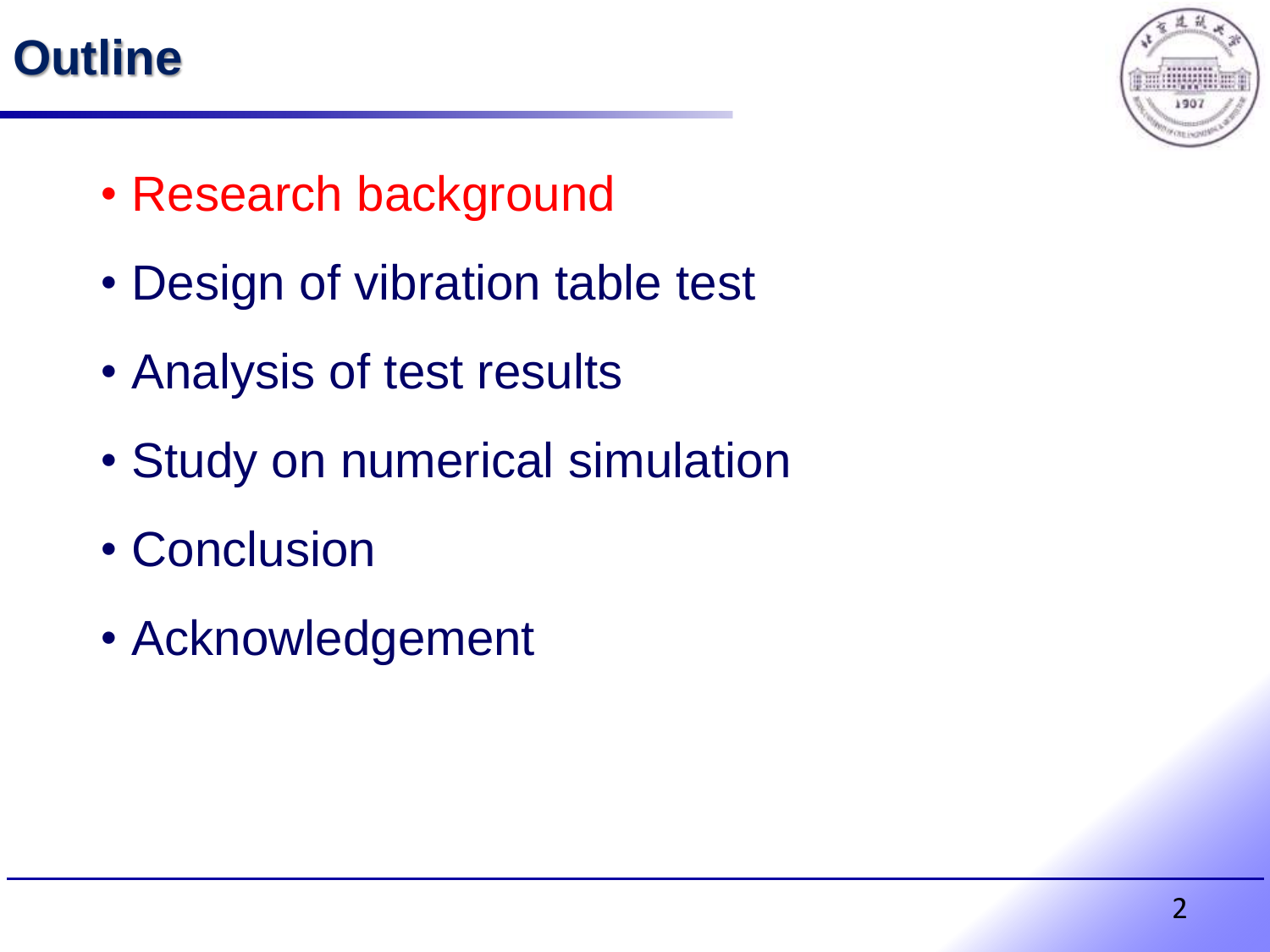# Outline

- Research background
- Design of vibration table test
- Analysis of test results
- Study on numerical simulation
- Conclusion
- Acknowledgement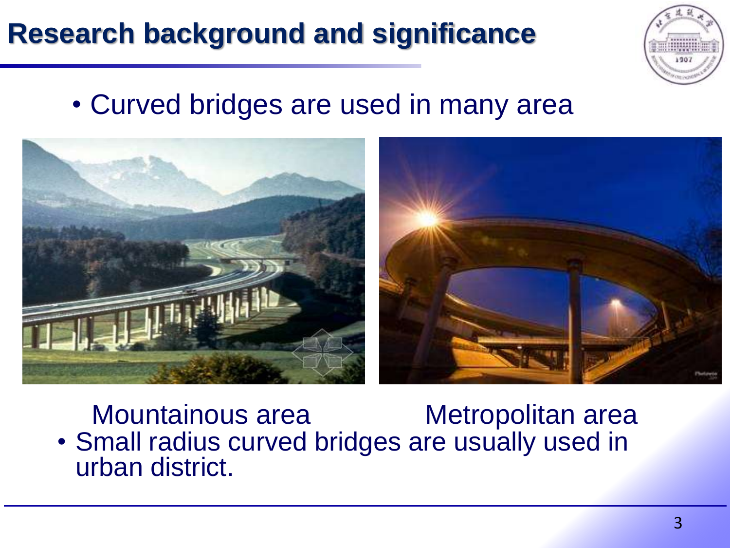# Research background and significance

- Curved bridges are used in many area

Mountainous area Metropolitan area

- Small radius curved bridges are usually used in urban district.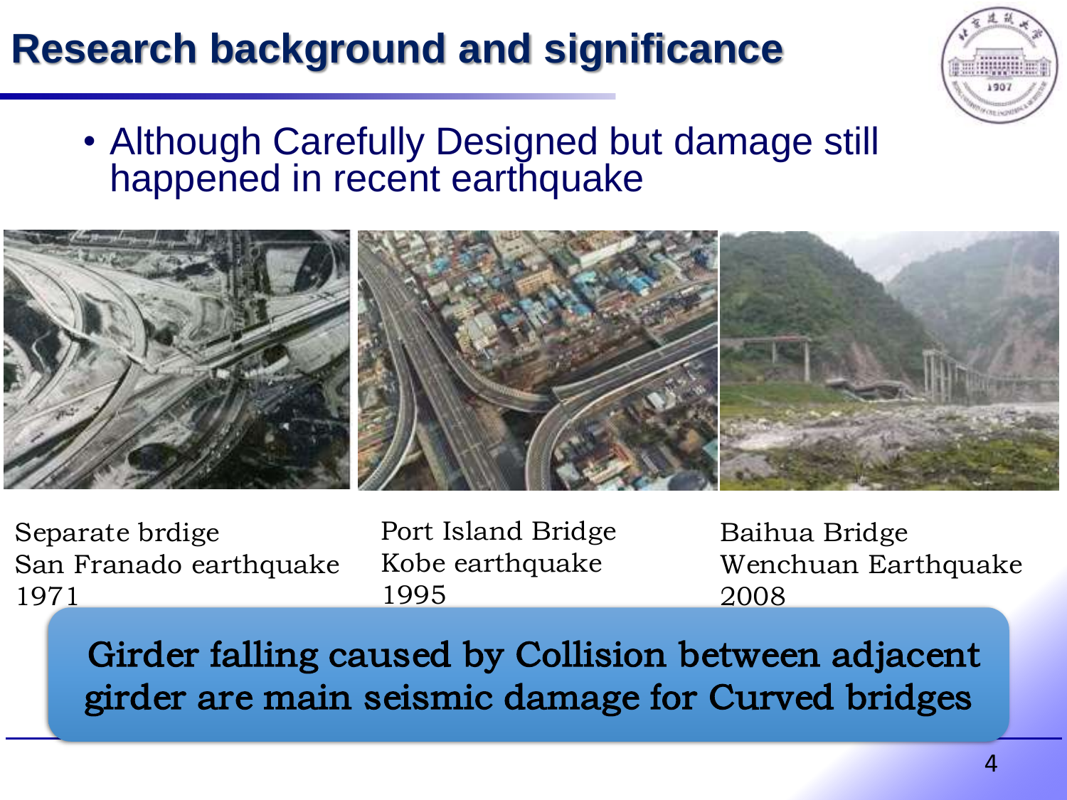# Research background and significance

- Although Carefully Designed but damage still happened in recent earthquake

Separate brdige
San Franado earthquake
1971

Port Island Bridge
Kobe earthquake
1995

Baihua Bridge
Wenchuan Earthquake
2008

**Girder falling caused by Collision between adjacent girder are main seismic damage for Curved bridges**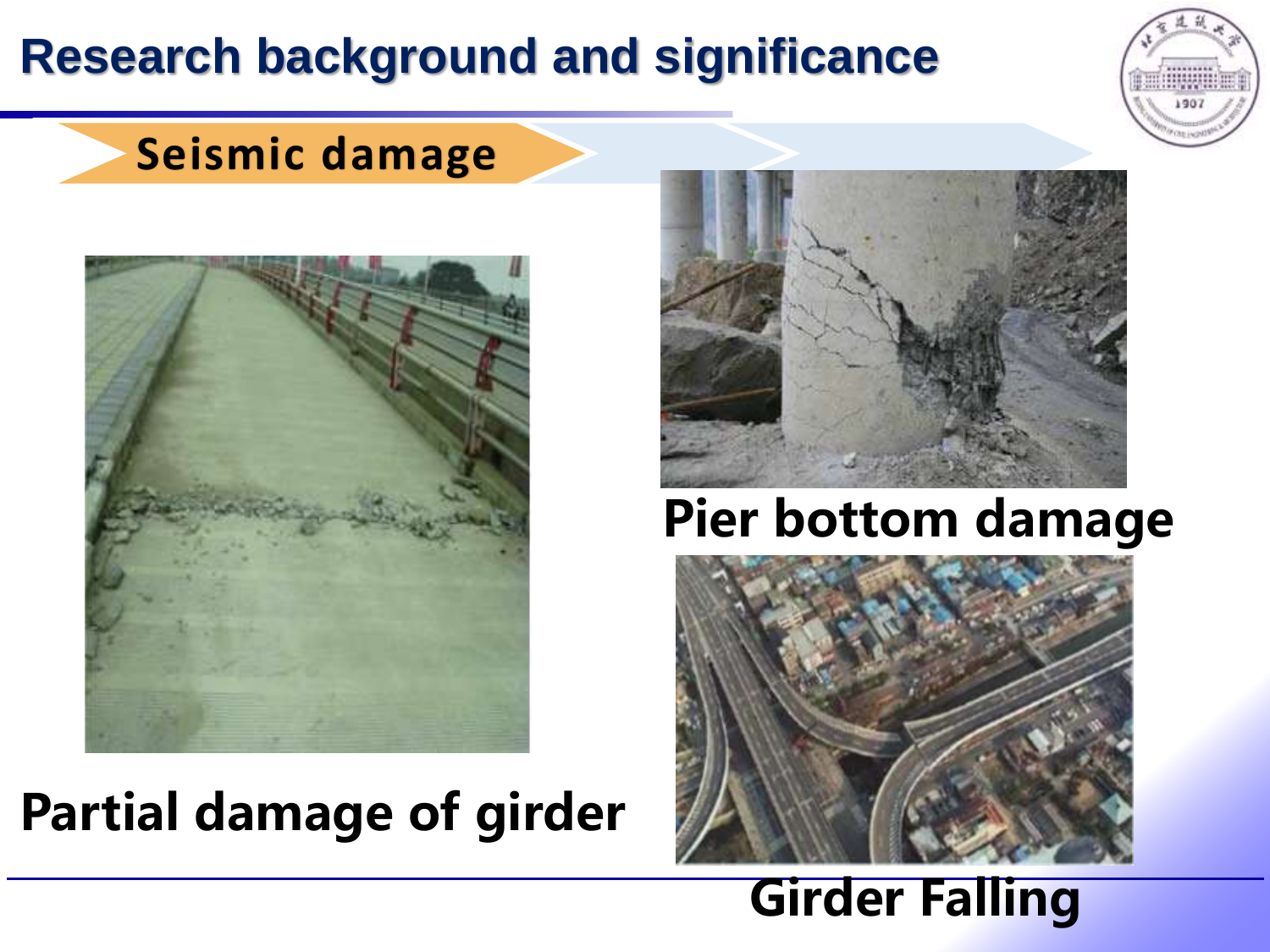# Research background and significance

## Seismic damage

Partial damage of girder

Pier bottom damage

Girder Falling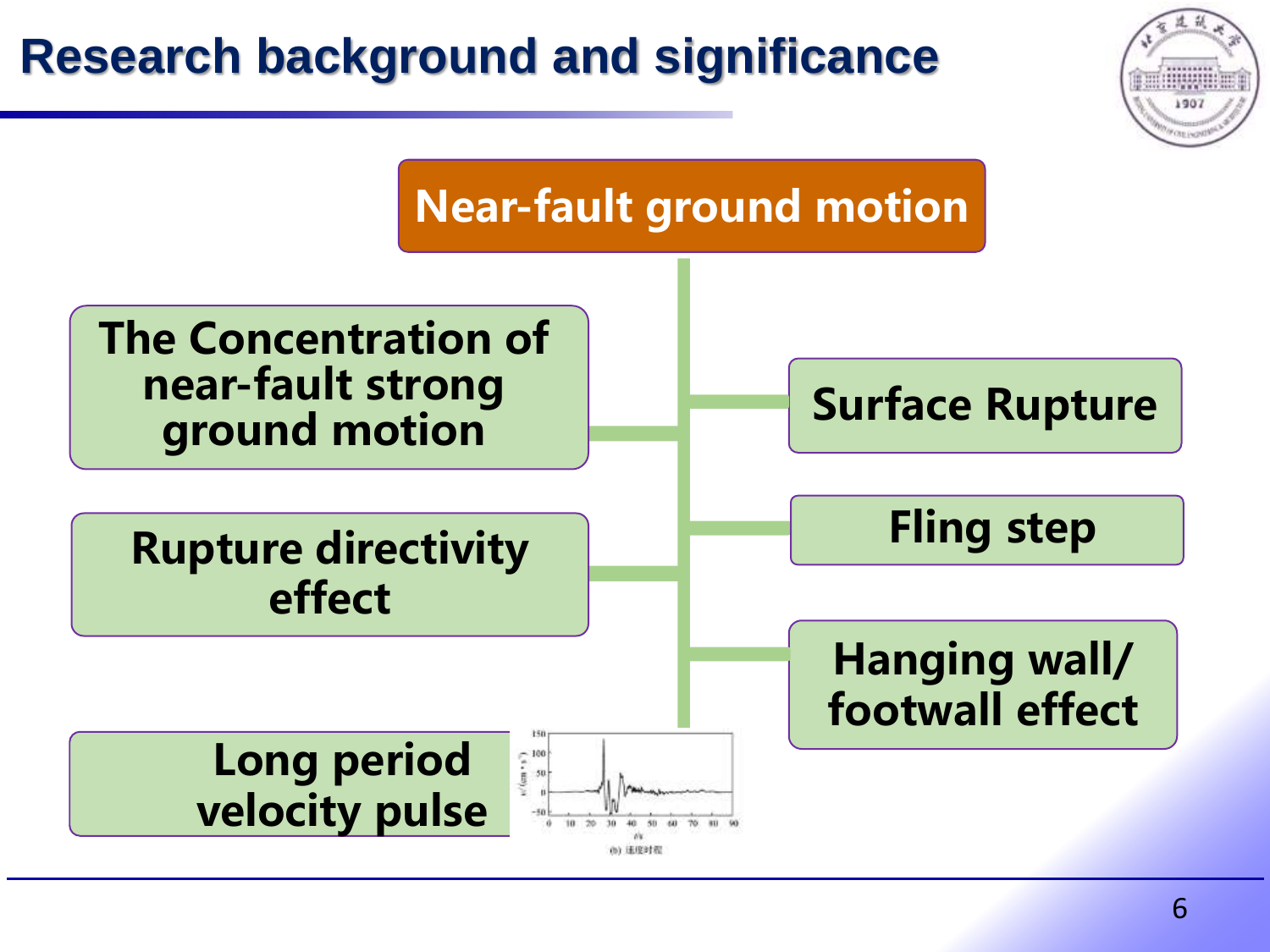# Research background and significance

## Near-fault ground motion

- The Concentration of near-fault strong ground motion
- Rupture directivity effect
- Long period velocity pulse
- Surface Rupture
- Fling step
- Hanging wall/ footwall effect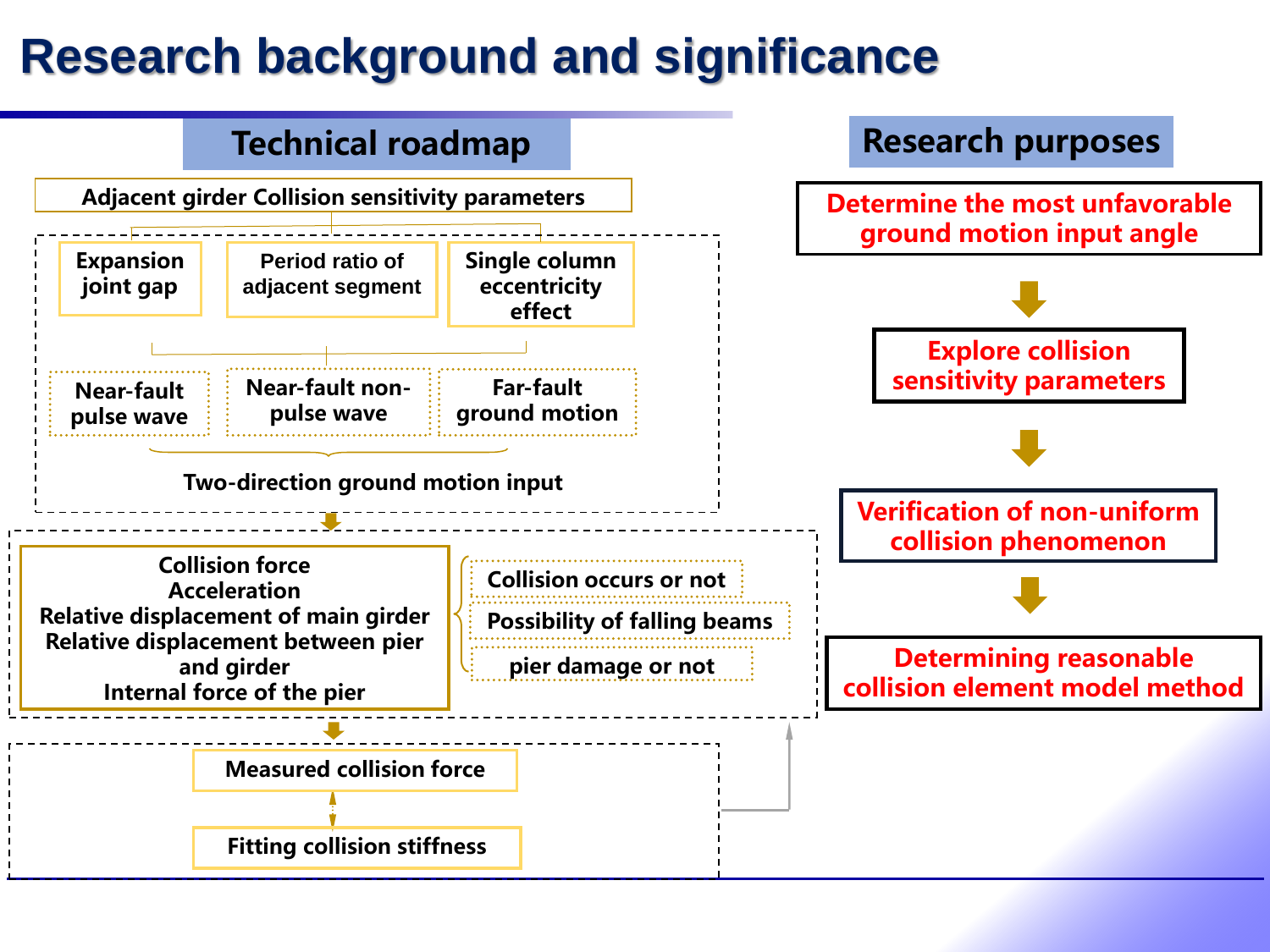# Research background and significance

## Technical roadmap

**Adjacent girder Collision sensitivity parameters**

- Expansion joint gap
- Period ratio of adjacent segment
- Single column eccentricity effect

- Near-fault pulse wave
- Near-fault non-pulse wave
- Far-fault ground motion

**Two-direction ground motion input**

Collision force
Acceleration
Relative displacement of main girder
Relative displacement between pier and girder
Internal force of the pier

- Collision occurs or not
- Possibility of falling beams
- pier damage or not

Measured collision force

Fitting collision stiffness

## Research purposes

**Determine the most unfavorable ground motion input angle**

**Explore collision sensitivity parameters**

**Verification of non-uniform collision phenomenon**

**Determining reasonable collision element model method**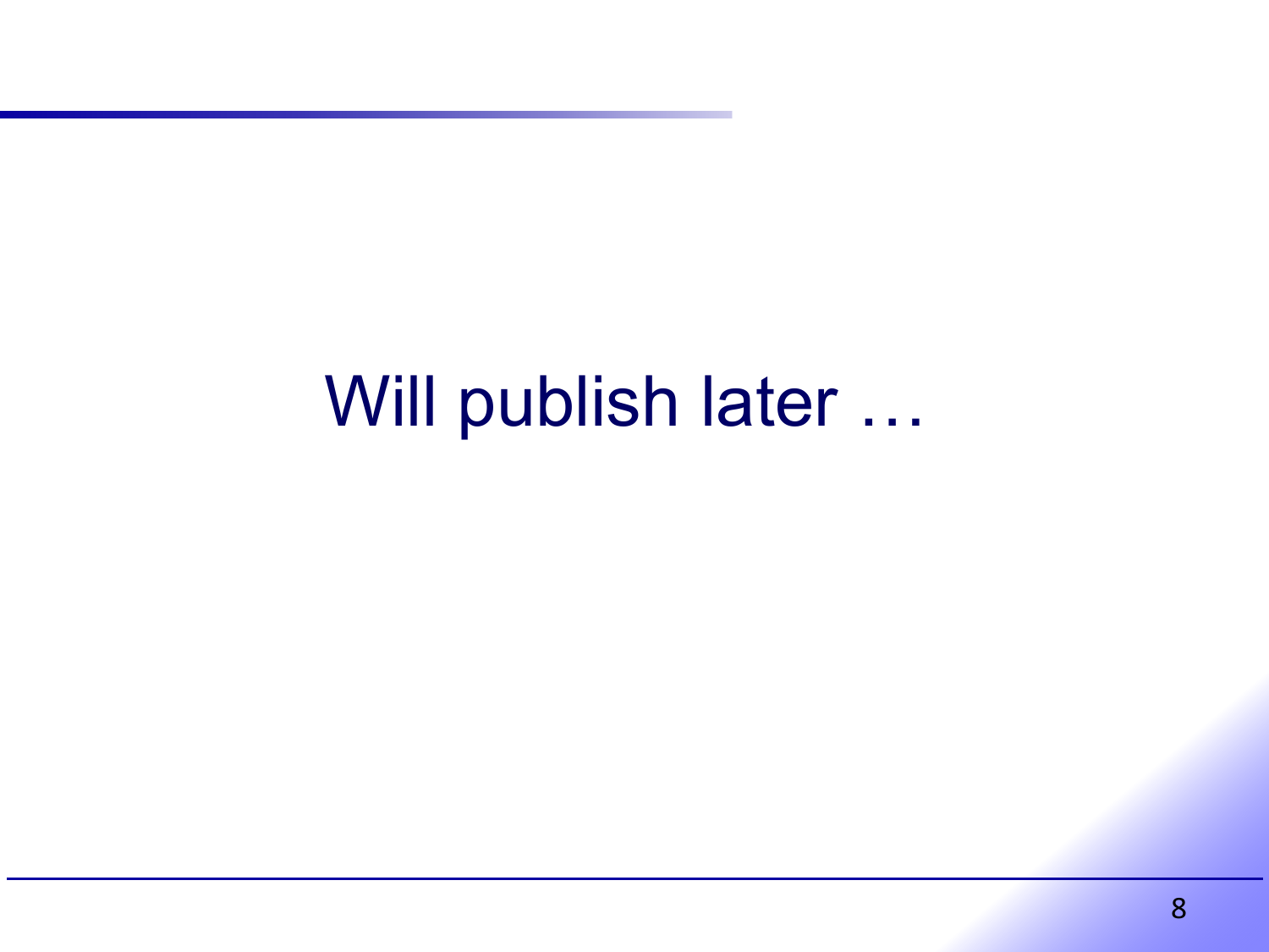Will publish later …